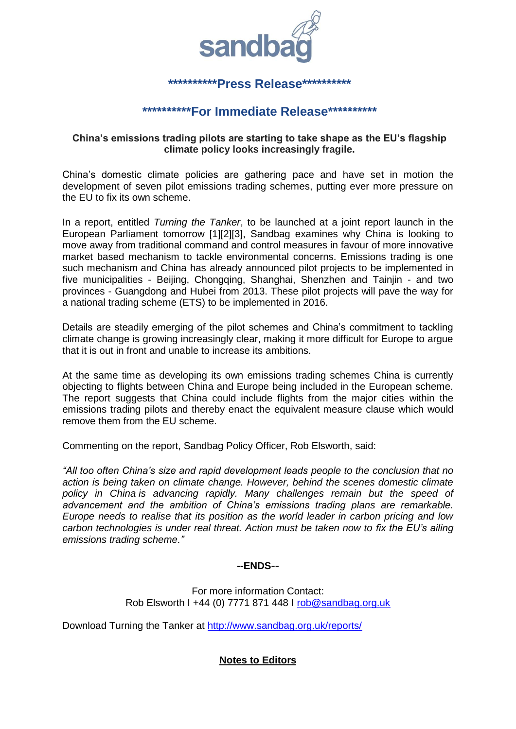sandbag

**\*\*\*\*\*\*\*\*\*\*Press Release\*\*\*\*\*\*\*\*\*\***

**\*\*\*\*\*\*\*\*\*\*For Immediate Release\*\*\*\*\*\*\*\*\*\***

**China's emissions trading pilots are starting to take shape as the EU's flagship climate policy looks increasingly fragile.**

China's domestic climate policies are gathering pace and have set in motion the development of seven pilot emissions trading schemes, putting ever more pressure on the EU to fix its own scheme.

In a report, entitled *Turning the Tanker*, to be launched at a joint report launch in the European Parliament tomorrow [1][2][3], Sandbag examines why China is looking to move away from traditional command and control measures in favour of more innovative market based mechanism to tackle environmental concerns. Emissions trading is one such mechanism and China has already announced pilot projects to be implemented in five municipalities - Beijing, Chongqing, Shanghai, Shenzhen and Tainjin - and two provinces - Guangdong and Hubei from 2013. These pilot projects will pave the way for a national trading scheme (ETS) to be implemented in 2016.

Details are steadily emerging of the pilot schemes and China's commitment to tackling climate change is growing increasingly clear, making it more difficult for Europe to argue that it is out in front and unable to increase its ambitions.

At the same time as developing its own emissions trading schemes China is currently objecting to flights between China and Europe being included in the European scheme. The report suggests that China could include flights from the major cities within the emissions trading pilots and thereby enact the equivalent measure clause which would remove them from the EU scheme.

Commenting on the report, Sandbag Policy Officer, Rob Elsworth, said:

*"All too often China's size and rapid development leads people to the conclusion that no action is being taken on climate change. However, behind the scenes domestic climate policy in China is advancing rapidly. Many challenges remain but the speed of advancement and the ambition of China's emissions trading plans are remarkable. Europe needs to realise that its position as the world leader in carbon pricing and low carbon technologies is under real threat. Action must be taken now to fix the EU's ailing emissions trading scheme."*

**--ENDS--**

For more information Contact:
Rob Elsworth I +44 (0) 7771 871 448 I rob@sandbag.org.uk

Download Turning the Tanker at http://www.sandbag.org.uk/reports/

## Notes to Editors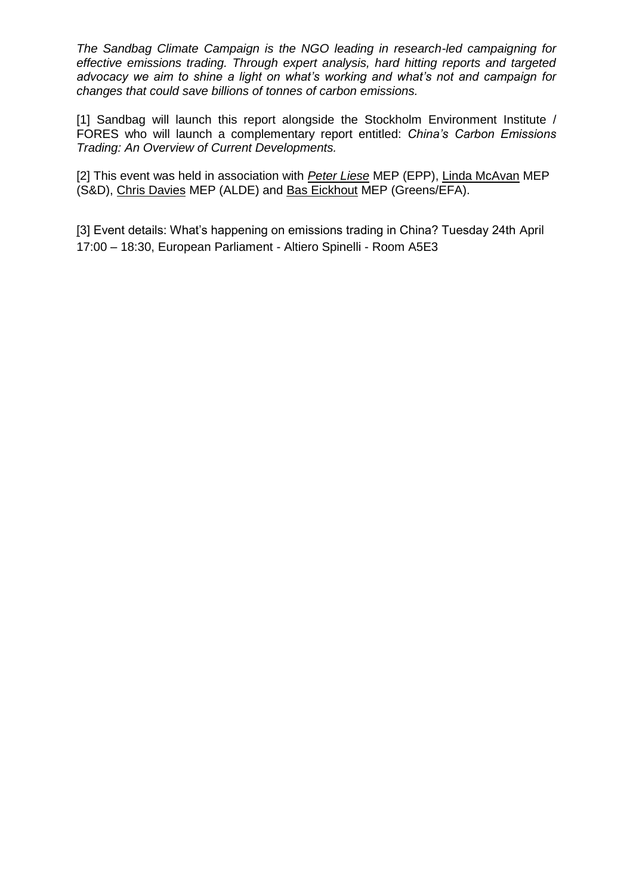*The Sandbag Climate Campaign is the NGO leading in research-led campaigning for effective emissions trading. Through expert analysis, hard hitting reports and targeted advocacy we aim to shine a light on what's working and what's not and campaign for changes that could save billions of tonnes of carbon emissions.*

[1] Sandbag will launch this report alongside the Stockholm Environment Institute / FORES who will launch a complementary report entitled: *China's Carbon Emissions Trading: An Overview of Current Developments.*

[2] This event was held in association with *Peter Liese* MEP (EPP), Linda McAvan MEP (S&D), Chris Davies MEP (ALDE) and Bas Eickhout MEP (Greens/EFA).

[3] Event details: What's happening on emissions trading in China? Tuesday 24th April 17:00 – 18:30, European Parliament - Altiero Spinelli - Room A5E3